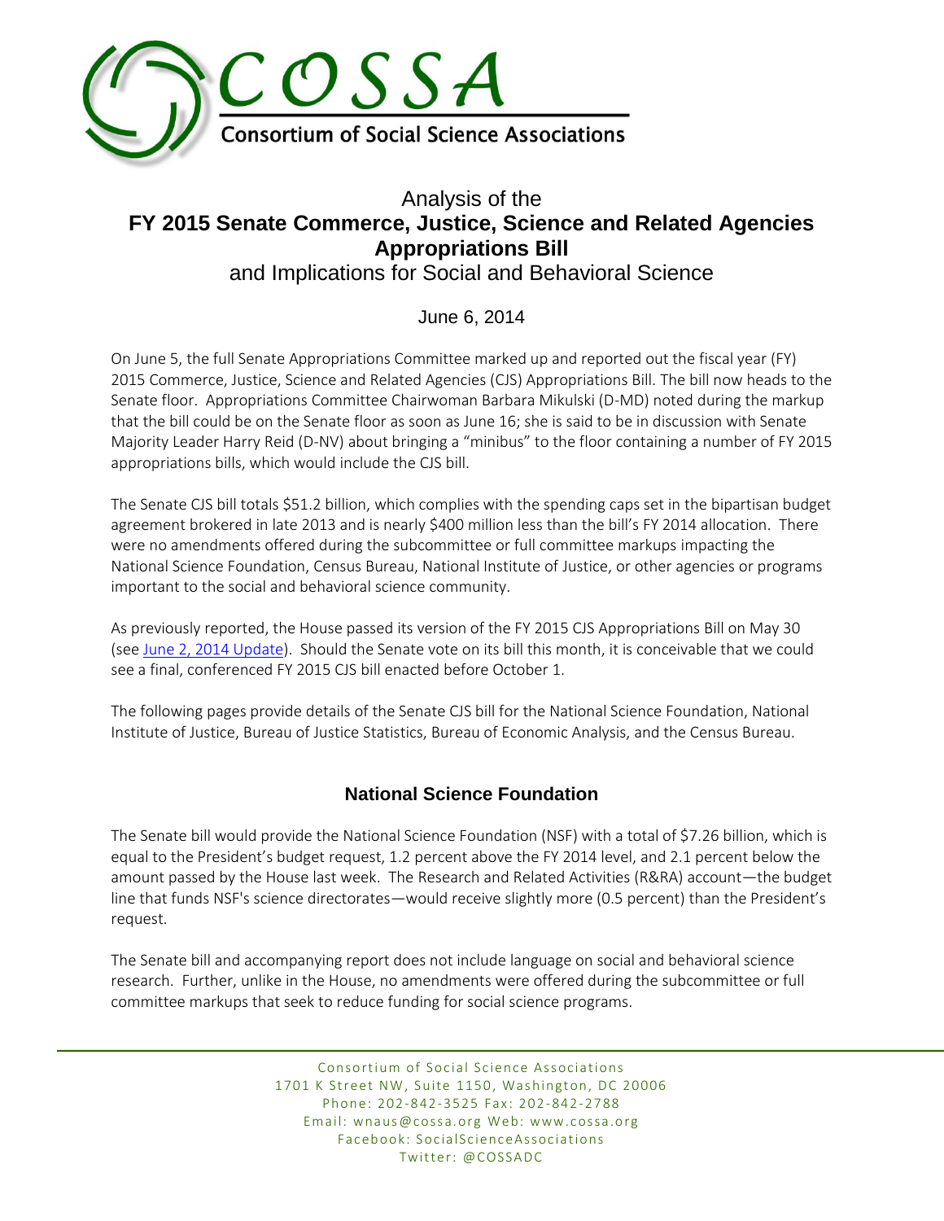# COSSA

Consortium of Social Science Associations

## Analysis of the **FY 2015 Senate Commerce, Justice, Science and Related Agencies Appropriations Bill** and Implications for Social and Behavioral Science

June 6, 2014

On June 5, the full Senate Appropriations Committee marked up and reported out the fiscal year (FY) 2015 Commerce, Justice, Science and Related Agencies (CJS) Appropriations Bill. The bill now heads to the Senate floor. Appropriations Committee Chairwoman Barbara Mikulski (D-MD) noted during the markup that the bill could be on the Senate floor as soon as June 16; she is said to be in discussion with Senate Majority Leader Harry Reid (D-NV) about bringing a "minibus" to the floor containing a number of FY 2015 appropriations bills, which would include the CJS bill.

The Senate CJS bill totals $51.2 billion, which complies with the spending caps set in the bipartisan budget agreement brokered in late 2013 and is nearly $400 million less than the bill's FY 2014 allocation. There were no amendments offered during the subcommittee or full committee markups impacting the National Science Foundation, Census Bureau, National Institute of Justice, or other agencies or programs important to the social and behavioral science community.

As previously reported, the House passed its version of the FY 2015 CJS Appropriations Bill on May 30 (see June 2, 2014 Update). Should the Senate vote on its bill this month, it is conceivable that we could see a final, conferenced FY 2015 CJS bill enacted before October 1.

The following pages provide details of the Senate CJS bill for the National Science Foundation, National Institute of Justice, Bureau of Justice Statistics, Bureau of Economic Analysis, and the Census Bureau.

### National Science Foundation

The Senate bill would provide the National Science Foundation (NSF) with a total of $7.26 billion, which is equal to the President's budget request, 1.2 percent above the FY 2014 level, and 2.1 percent below the amount passed by the House last week. The Research and Related Activities (R&RA) account—the budget line that funds NSF's science directorates—would receive slightly more (0.5 percent) than the President's request.

The Senate bill and accompanying report does not include language on social and behavioral science research. Further, unlike in the House, no amendments were offered during the subcommittee or full committee markups that seek to reduce funding for social science programs.

Consortium of Social Science Associations
1701 K Street NW, Suite 1150, Washington, DC 20006
Phone: 202-842-3525 Fax: 202-842-2788
Email: wnaus@cossa.org Web: www.cossa.org
Facebook: SocialScienceAssociations
Twitter: @COSSADC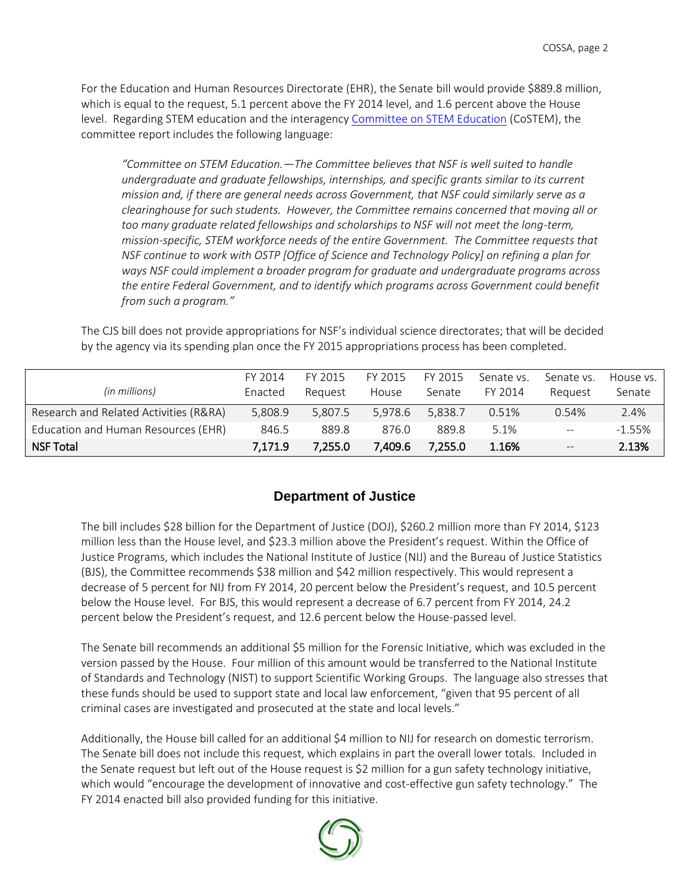For the Education and Human Resources Directorate (EHR), the Senate bill would provide $889.8 million, which is equal to the request, 5.1 percent above the FY 2014 level, and 1.6 percent above the House level. Regarding STEM education and the interagency Committee on STEM Education (CoSTEM), the committee report includes the following language:

> *"Committee on STEM Education.—The Committee believes that NSF is well suited to handle undergraduate and graduate fellowships, internships, and specific grants similar to its current mission and, if there are general needs across Government, that NSF could similarly serve as a clearinghouse for such students. However, the Committee remains concerned that moving all or too many graduate related fellowships and scholarships to NSF will not meet the long-term, mission-specific, STEM workforce needs of the entire Government. The Committee requests that NSF continue to work with OSTP [Office of Science and Technology Policy] on refining a plan for ways NSF could implement a broader program for graduate and undergraduate programs across the entire Federal Government, and to identify which programs across Government could benefit from such a program."*

The CJS bill does not provide appropriations for NSF's individual science directorates; that will be decided by the agency via its spending plan once the FY 2015 appropriations process has been completed.

| *(in millions)* | FY 2014 Enacted | FY 2015 Request | FY 2015 House | FY 2015 Senate | Senate vs. FY 2014 | Senate vs. Request | House vs. Senate |
|---|---|---|---|---|---|---|---|
| Research and Related Activities (R&RA) | 5,808.9 | 5,807.5 | 5,978.6 | 5,838.7 | 0.51% | 0.54% | 2.4% |
| Education and Human Resources (EHR) | 846.5 | 889.8 | 876.0 | 889.8 | 5.1% | -- | -1.55% |
| **NSF Total** | **7,171.9** | **7,255.0** | **7,409.6** | **7,255.0** | **1.16%** | -- | **2.13%** |

## Department of Justice

The bill includes $28 billion for the Department of Justice (DOJ), $260.2 million more than FY 2014, $123 million less than the House level, and $23.3 million above the President's request. Within the Office of Justice Programs, which includes the National Institute of Justice (NIJ) and the Bureau of Justice Statistics (BJS), the Committee recommends $38 million and $42 million respectively. This would represent a decrease of 5 percent for NIJ from FY 2014, 20 percent below the President's request, and 10.5 percent below the House level. For BJS, this would represent a decrease of 6.7 percent from FY 2014, 24.2 percent below the President's request, and 12.6 percent below the House-passed level.

The Senate bill recommends an additional $5 million for the Forensic Initiative, which was excluded in the version passed by the House. Four million of this amount would be transferred to the National Institute of Standards and Technology (NIST) to support Scientific Working Groups. The language also stresses that these funds should be used to support state and local law enforcement, "given that 95 percent of all criminal cases are investigated and prosecuted at the state and local levels."

Additionally, the House bill called for an additional $4 million to NIJ for research on domestic terrorism. The Senate bill does not include this request, which explains in part the overall lower totals. Included in the Senate request but left out of the House request is $2 million for a gun safety technology initiative, which would "encourage the development of innovative and cost-effective gun safety technology." The FY 2014 enacted bill also provided funding for this initiative.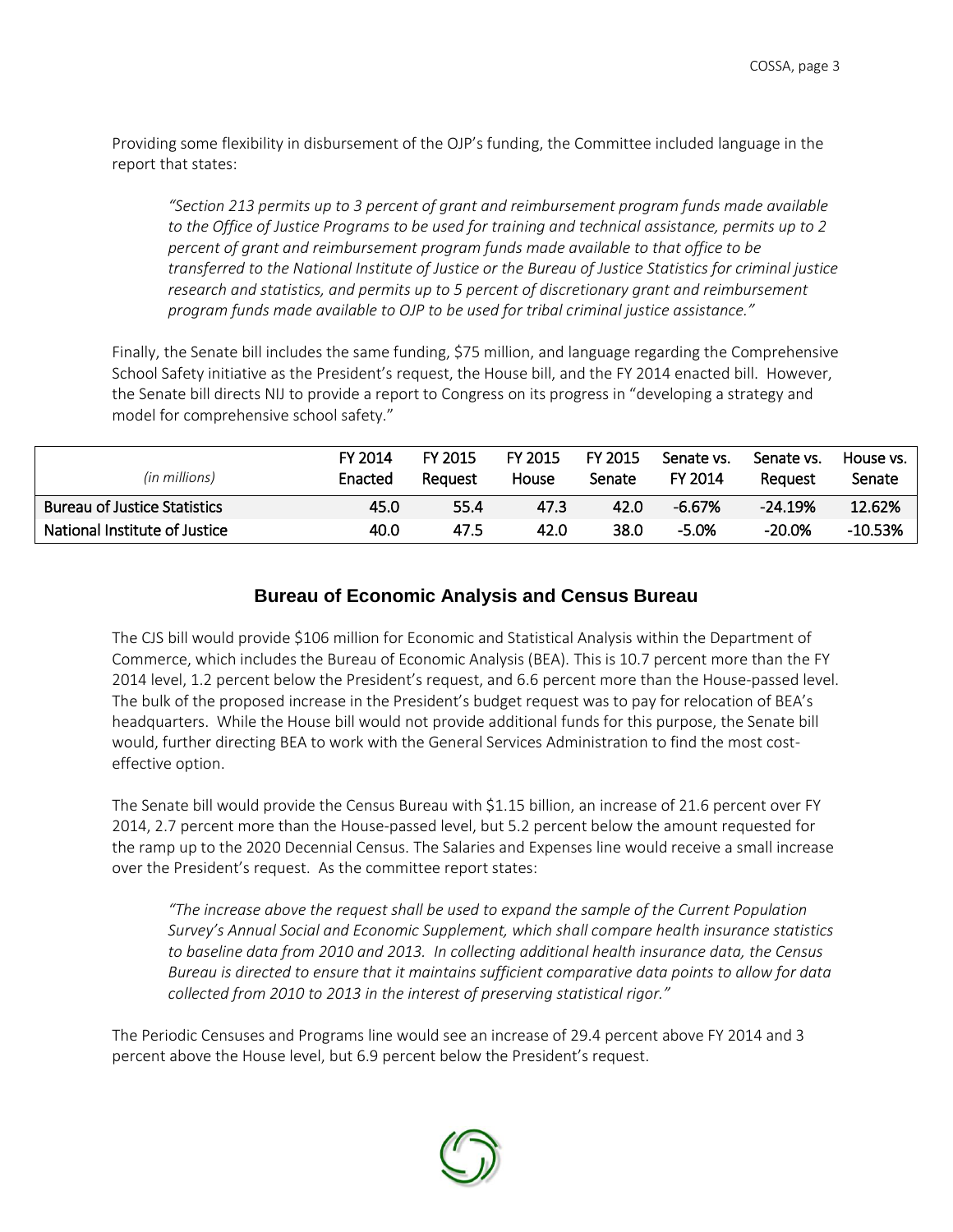Providing some flexibility in disbursement of the OJP's funding, the Committee included language in the report that states:

> *"Section 213 permits up to 3 percent of grant and reimbursement program funds made available to the Office of Justice Programs to be used for training and technical assistance, permits up to 2 percent of grant and reimbursement program funds made available to that office to be transferred to the National Institute of Justice or the Bureau of Justice Statistics for criminal justice research and statistics, and permits up to 5 percent of discretionary grant and reimbursement program funds made available to OJP to be used for tribal criminal justice assistance."*

Finally, the Senate bill includes the same funding, $75 million, and language regarding the Comprehensive School Safety initiative as the President's request, the House bill, and the FY 2014 enacted bill. However, the Senate bill directs NIJ to provide a report to Congress on its progress in "developing a strategy and model for comprehensive school safety."

| *(in millions)* | FY 2014 Enacted | FY 2015 Request | FY 2015 House | FY 2015 Senate | Senate vs. FY 2014 | Senate vs. Request | House vs. Senate |
|---|---|---|---|---|---|---|---|
| Bureau of Justice Statistics | 45.0 | 55.4 | 47.3 | 42.0 | -6.67% | -24.19% | 12.62% |
| National Institute of Justice | 40.0 | 47.5 | 42.0 | 38.0 | -5.0% | -20.0% | -10.53% |

## Bureau of Economic Analysis and Census Bureau

The CJS bill would provide $106 million for Economic and Statistical Analysis within the Department of Commerce, which includes the Bureau of Economic Analysis (BEA). This is 10.7 percent more than the FY 2014 level, 1.2 percent below the President's request, and 6.6 percent more than the House-passed level. The bulk of the proposed increase in the President's budget request was to pay for relocation of BEA's headquarters. While the House bill would not provide additional funds for this purpose, the Senate bill would, further directing BEA to work with the General Services Administration to find the most cost-effective option.

The Senate bill would provide the Census Bureau with $1.15 billion, an increase of 21.6 percent over FY 2014, 2.7 percent more than the House-passed level, but 5.2 percent below the amount requested for the ramp up to the 2020 Decennial Census. The Salaries and Expenses line would receive a small increase over the President's request. As the committee report states:

> *"The increase above the request shall be used to expand the sample of the Current Population Survey's Annual Social and Economic Supplement, which shall compare health insurance statistics to baseline data from 2010 and 2013. In collecting additional health insurance data, the Census Bureau is directed to ensure that it maintains sufficient comparative data points to allow for data collected from 2010 to 2013 in the interest of preserving statistical rigor."*

The Periodic Censuses and Programs line would see an increase of 29.4 percent above FY 2014 and 3 percent above the House level, but 6.9 percent below the President's request.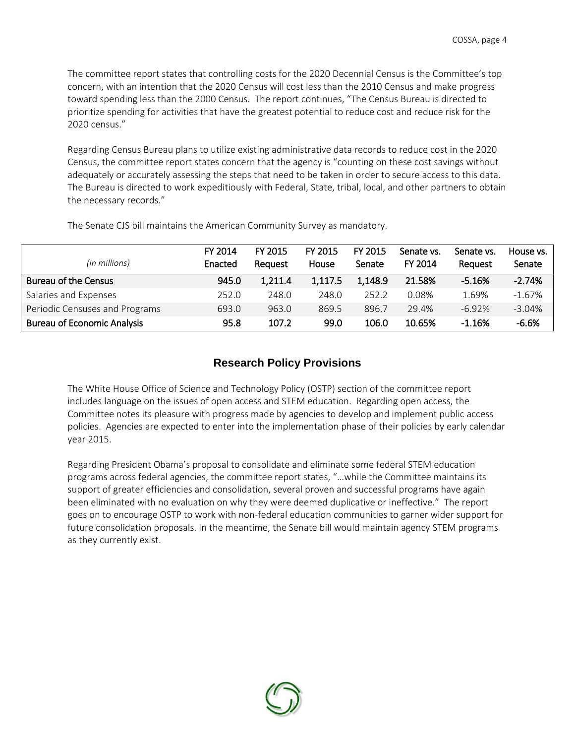The committee report states that controlling costs for the 2020 Decennial Census is the Committee's top concern, with an intention that the 2020 Census will cost less than the 2010 Census and make progress toward spending less than the 2000 Census. The report continues, "The Census Bureau is directed to prioritize spending for activities that have the greatest potential to reduce cost and reduce risk for the 2020 census."

Regarding Census Bureau plans to utilize existing administrative data records to reduce cost in the 2020 Census, the committee report states concern that the agency is "counting on these cost savings without adequately or accurately assessing the steps that need to be taken in order to secure access to this data. The Bureau is directed to work expeditiously with Federal, State, tribal, local, and other partners to obtain the necessary records."

The Senate CJS bill maintains the American Community Survey as mandatory.

| *(in millions)* | FY 2014 Enacted | FY 2015 Request | FY 2015 House | FY 2015 Senate | Senate vs. FY 2014 | Senate vs. Request | House vs. Senate |
|---|---|---|---|---|---|---|---|
| **Bureau of the Census** | **945.0** | **1,211.4** | **1,117.5** | **1,148.9** | **21.58%** | **-5.16%** | **-2.74%** |
| Salaries and Expenses | 252.0 | 248.0 | 248.0 | 252.2 | 0.08% | 1.69% | -1.67% |
| Periodic Censuses and Programs | 693.0 | 963.0 | 869.5 | 896.7 | 29.4% | -6.92% | -3.04% |
| **Bureau of Economic Analysis** | **95.8** | **107.2** | **99.0** | **106.0** | **10.65%** | **-1.16%** | **-6.6%** |

## Research Policy Provisions

The White House Office of Science and Technology Policy (OSTP) section of the committee report includes language on the issues of open access and STEM education. Regarding open access, the Committee notes its pleasure with progress made by agencies to develop and implement public access policies. Agencies are expected to enter into the implementation phase of their policies by early calendar year 2015.

Regarding President Obama's proposal to consolidate and eliminate some federal STEM education programs across federal agencies, the committee report states, "…while the Committee maintains its support of greater efficiencies and consolidation, several proven and successful programs have again been eliminated with no evaluation on why they were deemed duplicative or ineffective." The report goes on to encourage OSTP to work with non-federal education communities to garner wider support for future consolidation proposals. In the meantime, the Senate bill would maintain agency STEM programs as they currently exist.